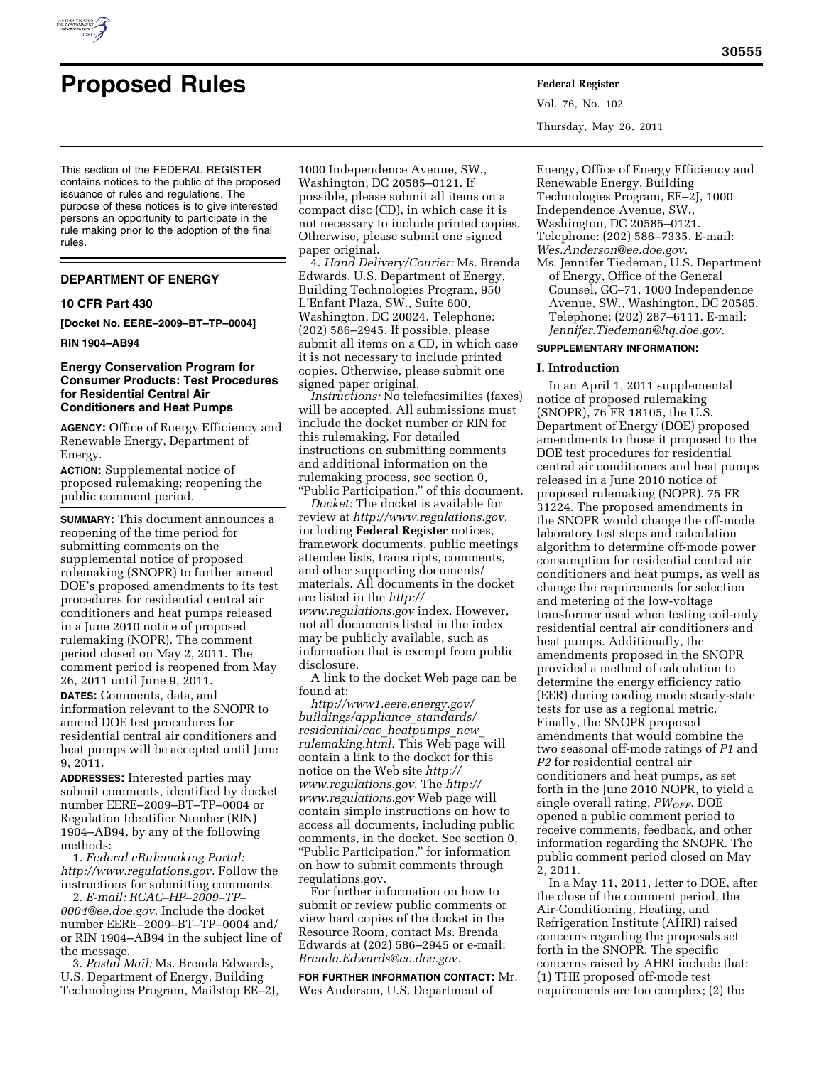# Proposed Rules

This section of the FEDERAL REGISTER contains notices to the public of the proposed issuance of rules and regulations. The purpose of these notices is to give interested persons an opportunity to participate in the rule making prior to the adoption of the final rules.

## DEPARTMENT OF ENERGY

### 10 CFR Part 430

**[Docket No. EERE–2009–BT–TP–0004]**

**RIN 1904–AB94**

### Energy Conservation Program for Consumer Products: Test Procedures for Residential Central Air Conditioners and Heat Pumps

**AGENCY:** Office of Energy Efficiency and Renewable Energy, Department of Energy.

**ACTION:** Supplemental notice of proposed rulemaking; reopening the public comment period.

**SUMMARY:** This document announces a reopening of the time period for submitting comments on the supplemental notice of proposed rulemaking (SNOPR) to further amend DOE's proposed amendments to its test procedures for residential central air conditioners and heat pumps released in a June 2010 notice of proposed rulemaking (NOPR). The comment period closed on May 2, 2011. The comment period is reopened from May 26, 2011 until June 9, 2011.

**DATES:** Comments, data, and information relevant to the SNOPR to amend DOE test procedures for residential central air conditioners and heat pumps will be accepted until June 9, 2011.

**ADDRESSES:** Interested parties may submit comments, identified by docket number EERE–2009–BT–TP–0004 or Regulation Identifier Number (RIN) 1904–AB94, by any of the following methods:

1. *Federal eRulemaking Portal: http://www.regulations.gov.* Follow the instructions for submitting comments.
2. *E-mail: RCAC–HP–2009–TP–0004@ee.doe.gov.* Include the docket number EERE–2009–BT–TP–0004 and/or RIN 1904–AB94 in the subject line of the message.
3. *Postal Mail:* Ms. Brenda Edwards, U.S. Department of Energy, Building Technologies Program, Mailstop EE–2J, 1000 Independence Avenue, SW., Washington, DC 20585–0121. If possible, please submit all items on a compact disc (CD), in which case it is not necessary to include printed copies. Otherwise, please submit one signed paper original.
4. *Hand Delivery/Courier:* Ms. Brenda Edwards, U.S. Department of Energy, Building Technologies Program, 950 L'Enfant Plaza, SW., Suite 600, Washington, DC 20024. Telephone: (202) 586–2945. If possible, please submit all items on a CD, in which case it is not necessary to include printed copies. Otherwise, please submit one signed paper original.

*Instructions:* No telefacsimilies (faxes) will be accepted. All submissions must include the docket number or RIN for this rulemaking. For detailed instructions on submitting comments and additional information on the rulemaking process, see section 0, "Public Participation," of this document.

*Docket:* The docket is available for review at *http://www.regulations.gov,* including **Federal Register** notices, framework documents, public meetings attendee lists, transcripts, comments, and other supporting documents/materials. All documents in the docket are listed in the *http://www.regulations.gov* index. However, not all documents listed in the index may be publicly available, such as information that is exempt from public disclosure.

A link to the docket Web page can be found at: *http://www1.eere.energy.gov/buildings/appliance_standards/residential/cac_heatpumps_new_rulemaking.html.* This Web page will contain a link to the docket for this notice on the Web site *http://www.regulations.gov.* The *http://www.regulations.gov* Web page will contain simple instructions on how to access all documents, including public comments, in the docket. See section 0, "Public Participation," for information on how to submit comments through regulations.gov.

For further information on how to submit or review public comments or view hard copies of the docket in the Resource Room, contact Ms. Brenda Edwards at (202) 586–2945 or e-mail: *Brenda.Edwards@ee.doe.gov.*

**FOR FURTHER INFORMATION CONTACT:** Mr. Wes Anderson, U.S. Department of Energy, Office of Energy Efficiency and Renewable Energy, Building Technologies Program, EE–2J, 1000 Independence Avenue, SW., Washington, DC 20585–0121. Telephone: (202) 586–7335. E-mail: *Wes.Anderson@ee.doe.gov.*

Ms. Jennifer Tiedeman, U.S. Department of Energy, Office of the General Counsel, GC–71, 1000 Independence Avenue, SW., Washington, DC 20585. Telephone: (202) 287–6111. E-mail: *Jennifer.Tiedeman@hq.doe.gov.*

**SUPPLEMENTARY INFORMATION:**

### I. Introduction

In an April 1, 2011 supplemental notice of proposed rulemaking (SNOPR), 76 FR 18105, the U.S. Department of Energy (DOE) proposed amendments to those it proposed to the DOE test procedures for residential central air conditioners and heat pumps released in a June 2010 notice of proposed rulemaking (NOPR). 75 FR 31224. The proposed amendments in the SNOPR would change the off-mode laboratory test steps and calculation algorithm to determine off-mode power consumption for residential central air conditioners and heat pumps, as well as change the requirements for selection and metering of the low-voltage transformer used when testing coil-only residential central air conditioners and heat pumps. Additionally, the amendments proposed in the SNOPR provided a method of calculation to determine the energy efficiency ratio (EER) during cooling mode steady-state tests for use as a regional metric. Finally, the SNOPR proposed amendments that would combine the two seasonal off-mode ratings of *P1* and *P2* for residential central air conditioners and heat pumps, as set forth in the June 2010 NOPR, to yield a single overall rating, $PW_{OFF}$. DOE opened a public comment period to receive comments, feedback, and other information regarding the SNOPR. The public comment period closed on May 2, 2011.

In a May 11, 2011, letter to DOE, after the close of the comment period, the Air-Conditioning, Heating, and Refrigeration Institute (AHRI) raised concerns regarding the proposals set forth in the SNOPR. The specific concerns raised by AHRI include that: (1) THE proposed off-mode test requirements are too complex; (2) the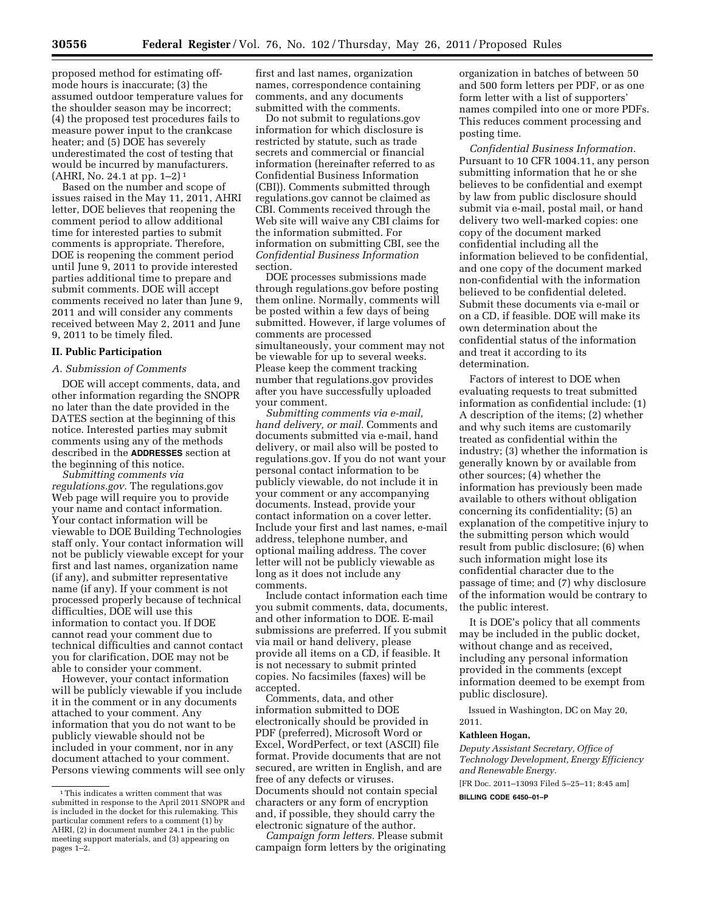proposed method for estimating off-mode hours is inaccurate; (3) the assumed outdoor temperature values for the shoulder season may be incorrect; (4) the proposed test procedures fails to measure power input to the crankcase heater; and (5) DOE has severely underestimated the cost of testing that would be incurred by manufacturers. (AHRI, No. 24.1 at pp. 1–2) [1]

Based on the number and scope of issues raised in the May 11, 2011, AHRI letter, DOE believes that reopening the comment period to allow additional time for interested parties to submit comments is appropriate. Therefore, DOE is reopening the comment period until June 9, 2011 to provide interested parties additional time to prepare and submit comments. DOE will accept comments received no later than June 9, 2011 and will consider any comments received between May 2, 2011 and June 9, 2011 to be timely filed.

## II. Public Participation

### A. Submission of Comments

DOE will accept comments, data, and other information regarding the SNOPR no later than the date provided in the DATES section at the beginning of this notice. Interested parties may submit comments using any of the methods described in the **ADDRESSES** section at the beginning of this notice.

*Submitting comments via regulations.gov.* The regulations.gov Web page will require you to provide your name and contact information. Your contact information will be viewable to DOE Building Technologies staff only. Your contact information will not be publicly viewable except for your first and last names, organization name (if any), and submitter representative name (if any). If your comment is not processed properly because of technical difficulties, DOE will use this information to contact you. If DOE cannot read your comment due to technical difficulties and cannot contact you for clarification, DOE may not be able to consider your comment.

However, your contact information will be publicly viewable if you include it in the comment or in any documents attached to your comment. Any information that you do not want to be publicly viewable should not be included in your comment, nor in any document attached to your comment. Persons viewing comments will see only first and last names, organization names, correspondence containing comments, and any documents submitted with the comments.

Do not submit to regulations.gov information for which disclosure is restricted by statute, such as trade secrets and commercial or financial information (hereinafter referred to as Confidential Business Information (CBI)). Comments submitted through regulations.gov cannot be claimed as CBI. Comments received through the Web site will waive any CBI claims for the information submitted. For information on submitting CBI, see the *Confidential Business Information* section.

DOE processes submissions made through regulations.gov before posting them online. Normally, comments will be posted within a few days of being submitted. However, if large volumes of comments are processed simultaneously, your comment may not be viewable for up to several weeks. Please keep the comment tracking number that regulations.gov provides after you have successfully uploaded your comment.

*Submitting comments via e-mail, hand delivery, or mail.* Comments and documents submitted via e-mail, hand delivery, or mail also will be posted to regulations.gov. If you do not want your personal contact information to be publicly viewable, do not include it in your comment or any accompanying documents. Instead, provide your contact information on a cover letter. Include your first and last names, e-mail address, telephone number, and optional mailing address. The cover letter will not be publicly viewable as long as it does not include any comments.

Include contact information each time you submit comments, data, documents, and other information to DOE. E-mail submissions are preferred. If you submit via mail or hand delivery, please provide all items on a CD, if feasible. It is not necessary to submit printed copies. No facsimiles (faxes) will be accepted.

Comments, data, and other information submitted to DOE electronically should be provided in PDF (preferred), Microsoft Word or Excel, WordPerfect, or text (ASCII) file format. Provide documents that are not secured, are written in English, and are free of any defects or viruses. Documents should not contain special characters or any form of encryption and, if possible, they should carry the electronic signature of the author.

*Campaign form letters.* Please submit campaign form letters by the originating organization in batches of between 50 and 500 form letters per PDF, or as one form letter with a list of supporters' names compiled into one or more PDFs. This reduces comment processing and posting time.

*Confidential Business Information.* Pursuant to 10 CFR 1004.11, any person submitting information that he or she believes to be confidential and exempt by law from public disclosure should submit via e-mail, postal mail, or hand delivery two well-marked copies: one copy of the document marked confidential including all the information believed to be confidential, and one copy of the document marked non-confidential with the information believed to be confidential deleted. Submit these documents via e-mail or on a CD, if feasible. DOE will make its own determination about the confidential status of the information and treat it according to its determination.

Factors of interest to DOE when evaluating requests to treat submitted information as confidential include: (1) A description of the items; (2) whether and why such items are customarily treated as confidential within the industry; (3) whether the information is generally known by or available from other sources; (4) whether the information has previously been made available to others without obligation concerning its confidentiality; (5) an explanation of the competitive injury to the submitting person which would result from public disclosure; (6) when such information might lose its confidential character due to the passage of time; and (7) why disclosure of the information would be contrary to the public interest.

It is DOE's policy that all comments may be included in the public docket, without change and as received, including any personal information provided in the comments (except information deemed to be exempt from public disclosure).

Issued in Washington, DC on May 20, 2011.

**Kathleen Hogan,**

*Deputy Assistant Secretary, Office of Technology Development, Energy Efficiency and Renewable Energy.*

[FR Doc. 2011–13093 Filed 5–25–11; 8:45 am]

**BILLING CODE 6450–01–P**

[1] This indicates a written comment that was submitted in response to the April 2011 SNOPR and is included in the docket for this rulemaking. This particular comment refers to a comment (1) by AHRI, (2) in document number 24.1 in the public meeting support materials, and (3) appearing on pages 1–2.